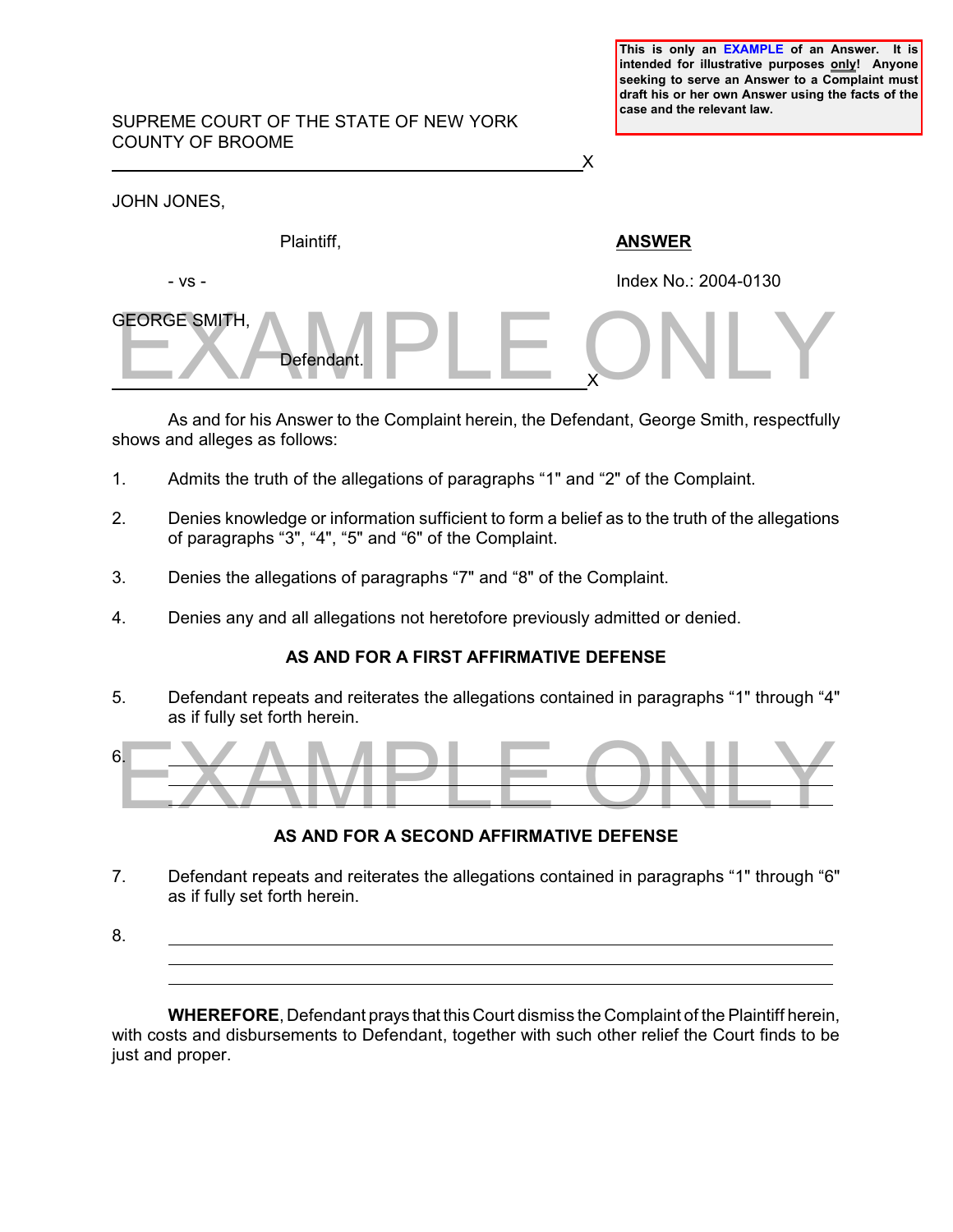**This is only an EXAMPLE of an Answer. It is intended for illustrative purposes only! Anyone seeking to serve an Answer to a Complaint must draft his or her own Answer using the facts of the case and the relevant law.**

SUPREME COURT OF THE STATE OF NEW YORK
COUNTY OF BROOME

---

JOHN JONES,

Plaintiff,

- vs -

GEORGE SMITH,

Defendant.

---

**ANSWER**

Index No.: 2004-0130

EXAMPLE ONLY

As and for his Answer to the Complaint herein, the Defendant, George Smith, respectfully shows and alleges as follows:

1. Admits the truth of the allegations of paragraphs "1" and "2" of the Complaint.

2. Denies knowledge or information sufficient to form a belief as to the truth of the allegations of paragraphs "3", "4", "5" and "6" of the Complaint.

3. Denies the allegations of paragraphs "7" and "8" of the Complaint.

4. Denies any and all allegations not heretofore previously admitted or denied.

**AS AND FOR A FIRST AFFIRMATIVE DEFENSE**

5. Defendant repeats and reiterates the allegations contained in paragraphs "1" through "4" as if fully set forth herein.

6. ________________________________________________
________________________________________________
________________________________________________

EXAMPLE ONLY

**AS AND FOR A SECOND AFFIRMATIVE DEFENSE**

7. Defendant repeats and reiterates the allegations contained in paragraphs "1" through "6" as if fully set forth herein.

8. ________________________________________________
________________________________________________
________________________________________________

**WHEREFORE**, Defendant prays that this Court dismiss the Complaint of the Plaintiff herein, with costs and disbursements to Defendant, together with such other relief the Court finds to be just and proper.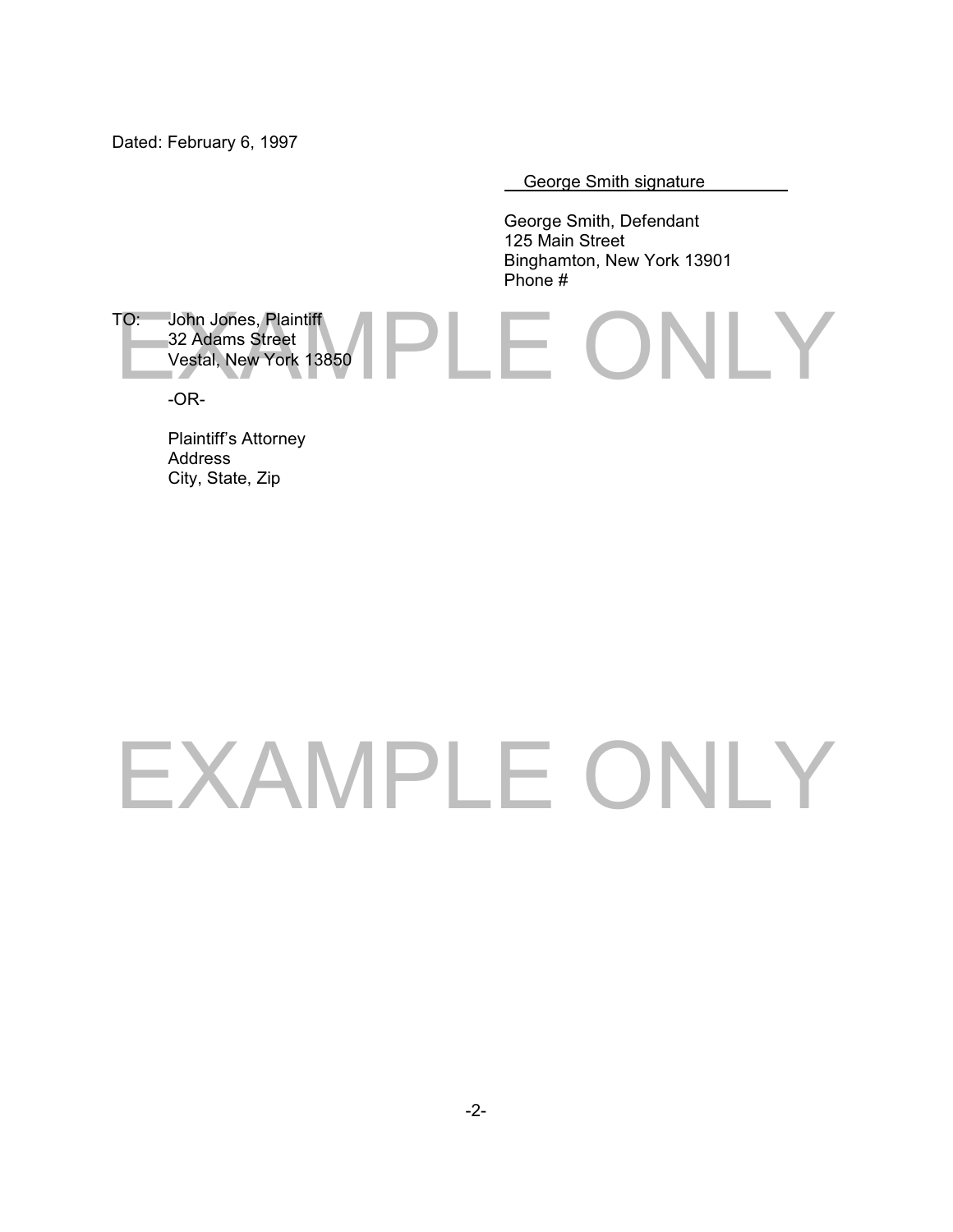Dated: February 6, 1997

George Smith signature

George Smith, Defendant
125 Main Street
Binghamton, New York 13901
Phone #

TO: John Jones, Plaintiff
32 Adams Street
Vestal, New York 13850

-OR-

Plaintiff's Attorney
Address
City, State, Zip

EXAMPLE ONLY

EXAMPLE ONLY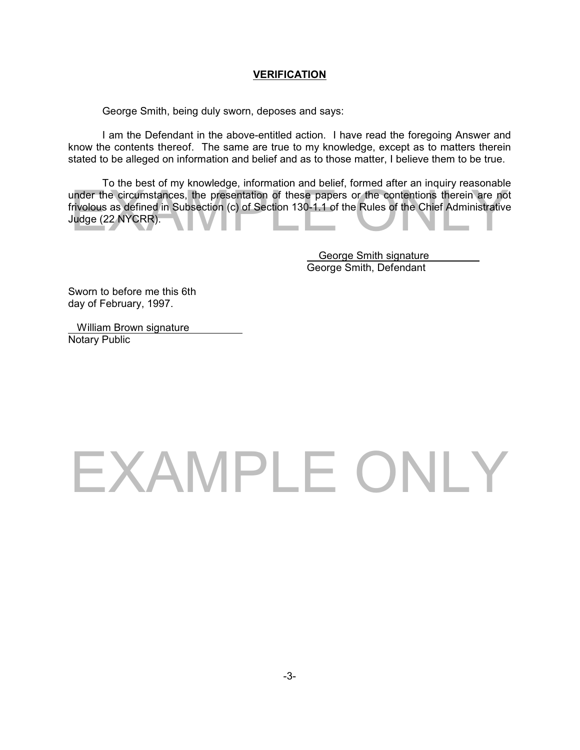## VERIFICATION

George Smith, being duly sworn, deposes and says:

I am the Defendant in the above-entitled action. I have read the foregoing Answer and know the contents thereof. The same are true to my knowledge, except as to matters therein stated to be alleged on information and belief and as to those matter, I believe them to be true.

To the best of my knowledge, information and belief, formed after an inquiry reasonable under the circumstances, the presentation of these papers or the contentions therein are not frivolous as defined in Subsection (c) of Section 130-1.1 of the Rules of the Chief Administrative Judge (22 NYCRR).

George Smith signature
George Smith, Defendant

Sworn to before me this 6th
day of February, 1997.

William Brown signature
Notary Public

EXAMPLE ONLY